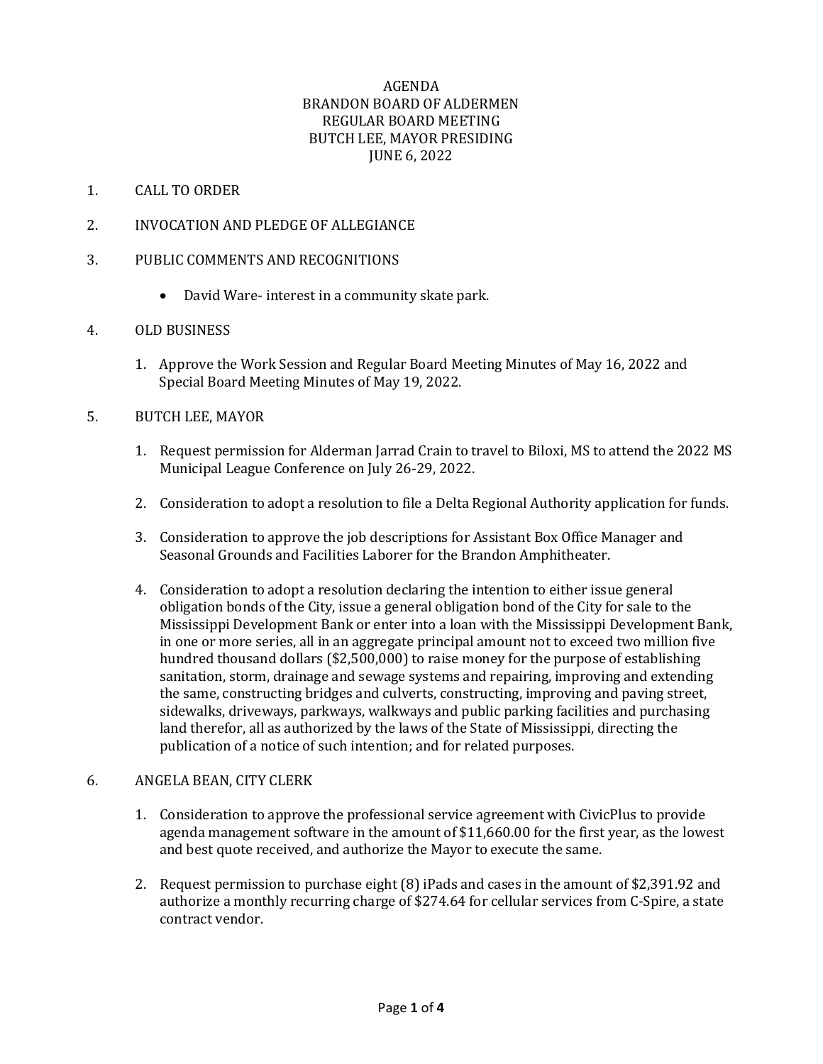# AGENDA
## BRANDON BOARD OF ALDERMEN
## REGULAR BOARD MEETING
## BUTCH LEE, MAYOR PRESIDING
## JUNE 6, 2022

1. CALL TO ORDER

2. INVOCATION AND PLEDGE OF ALLEGIANCE

3. PUBLIC COMMENTS AND RECOGNITIONS

   - David Ware- interest in a community skate park.

4. OLD BUSINESS

   1. Approve the Work Session and Regular Board Meeting Minutes of May 16, 2022 and Special Board Meeting Minutes of May 19, 2022.

5. BUTCH LEE, MAYOR

   1. Request permission for Alderman Jarrad Crain to travel to Biloxi, MS to attend the 2022 MS Municipal League Conference on July 26-29, 2022.

   2. Consideration to adopt a resolution to file a Delta Regional Authority application for funds.

   3. Consideration to approve the job descriptions for Assistant Box Office Manager and Seasonal Grounds and Facilities Laborer for the Brandon Amphitheater.

   4. Consideration to adopt a resolution declaring the intention to either issue general obligation bonds of the City, issue a general obligation bond of the City for sale to the Mississippi Development Bank or enter into a loan with the Mississippi Development Bank, in one or more series, all in an aggregate principal amount not to exceed two million five hundred thousand dollars ($2,500,000) to raise money for the purpose of establishing sanitation, storm, drainage and sewage systems and repairing, improving and extending the same, constructing bridges and culverts, constructing, improving and paving street, sidewalks, driveways, parkways, walkways and public parking facilities and purchasing land therefor, all as authorized by the laws of the State of Mississippi, directing the publication of a notice of such intention; and for related purposes.

6. ANGELA BEAN, CITY CLERK

   1. Consideration to approve the professional service agreement with CivicPlus to provide agenda management software in the amount of $11,660.00 for the first year, as the lowest and best quote received, and authorize the Mayor to execute the same.

   2. Request permission to purchase eight (8) iPads and cases in the amount of $2,391.92 and authorize a monthly recurring charge of $274.64 for cellular services from C-Spire, a state contract vendor.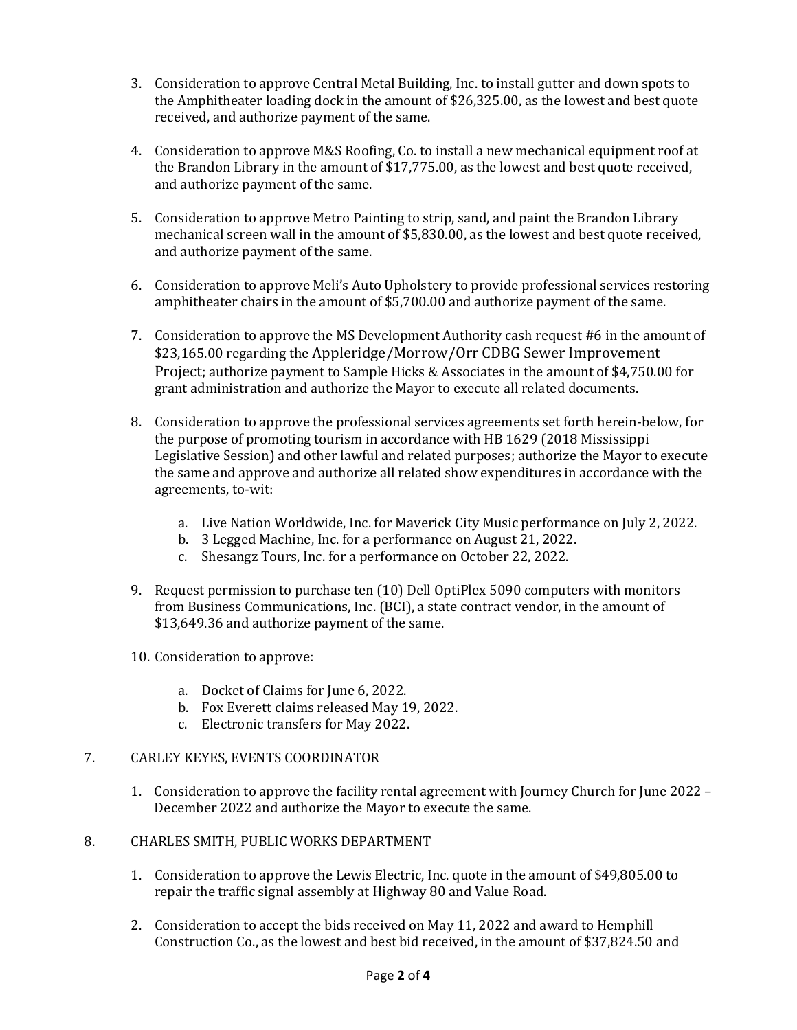3. Consideration to approve Central Metal Building, Inc. to install gutter and down spots to the Amphitheater loading dock in the amount of $26,325.00, as the lowest and best quote received, and authorize payment of the same.

4. Consideration to approve M&S Roofing, Co. to install a new mechanical equipment roof at the Brandon Library in the amount of $17,775.00, as the lowest and best quote received, and authorize payment of the same.

5. Consideration to approve Metro Painting to strip, sand, and paint the Brandon Library mechanical screen wall in the amount of $5,830.00, as the lowest and best quote received, and authorize payment of the same.

6. Consideration to approve Meli's Auto Upholstery to provide professional services restoring amphitheater chairs in the amount of $5,700.00 and authorize payment of the same.

7. Consideration to approve the MS Development Authority cash request #6 in the amount of $23,165.00 regarding the Appleridge/Morrow/Orr CDBG Sewer Improvement Project; authorize payment to Sample Hicks & Associates in the amount of $4,750.00 for grant administration and authorize the Mayor to execute all related documents.

8. Consideration to approve the professional services agreements set forth herein-below, for the purpose of promoting tourism in accordance with HB 1629 (2018 Mississippi Legislative Session) and other lawful and related purposes; authorize the Mayor to execute the same and approve and authorize all related show expenditures in accordance with the agreements, to-wit:

   a. Live Nation Worldwide, Inc. for Maverick City Music performance on July 2, 2022.
   b. 3 Legged Machine, Inc. for a performance on August 21, 2022.
   c. Shesangz Tours, Inc. for a performance on October 22, 2022.

9. Request permission to purchase ten (10) Dell OptiPlex 5090 computers with monitors from Business Communications, Inc. (BCI), a state contract vendor, in the amount of $13,649.36 and authorize payment of the same.

10. Consideration to approve:

    a. Docket of Claims for June 6, 2022.
    b. Fox Everett claims released May 19, 2022.
    c. Electronic transfers for May 2022.

7. CARLEY KEYES, EVENTS COORDINATOR

   1. Consideration to approve the facility rental agreement with Journey Church for June 2022 – December 2022 and authorize the Mayor to execute the same.

8. CHARLES SMITH, PUBLIC WORKS DEPARTMENT

   1. Consideration to approve the Lewis Electric, Inc. quote in the amount of $49,805.00 to repair the traffic signal assembly at Highway 80 and Value Road.

   2. Consideration to accept the bids received on May 11, 2022 and award to Hemphill Construction Co., as the lowest and best bid received, in the amount of $37,824.50 and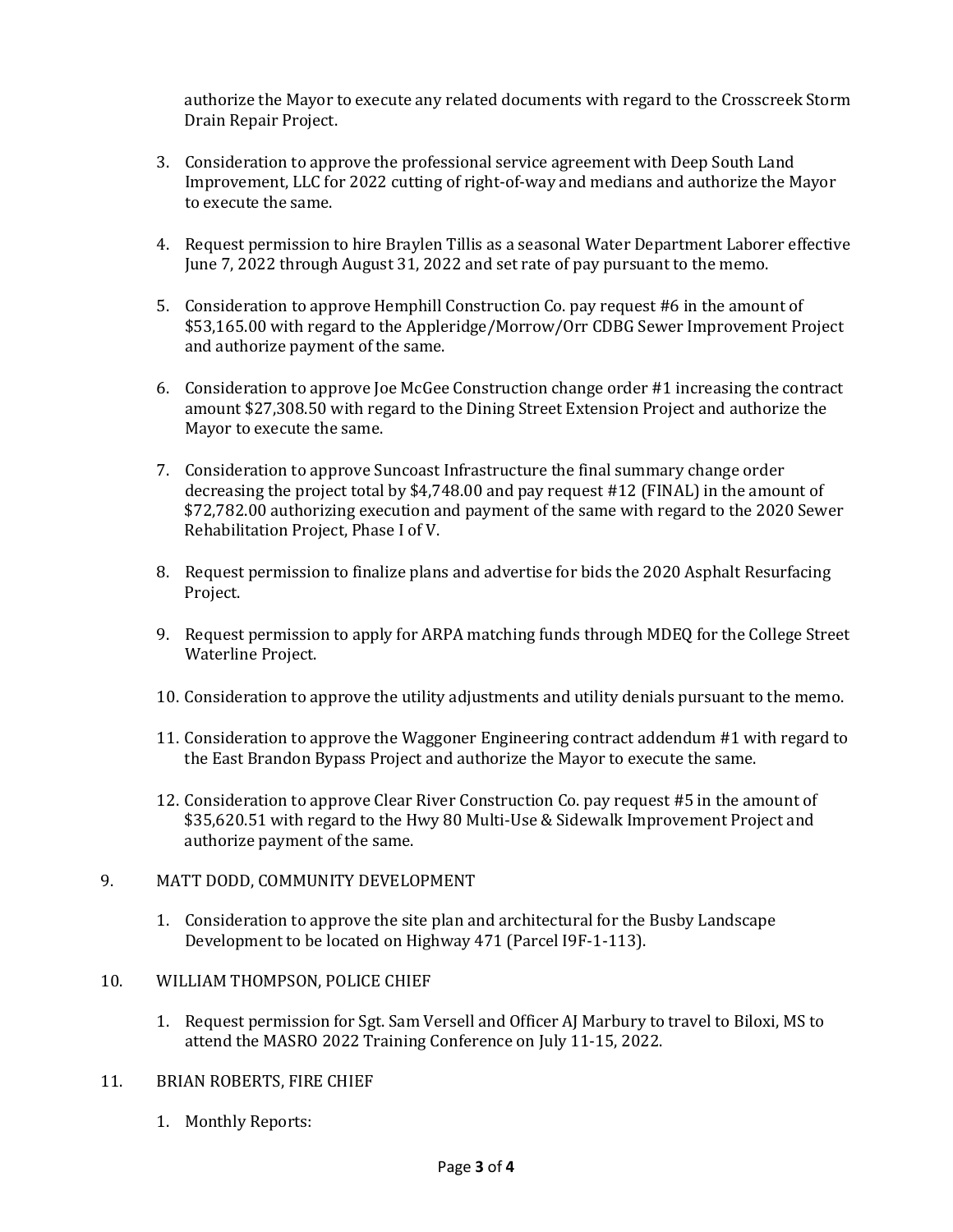authorize the Mayor to execute any related documents with regard to the Crosscreek Storm Drain Repair Project.

3. Consideration to approve the professional service agreement with Deep South Land Improvement, LLC for 2022 cutting of right-of-way and medians and authorize the Mayor to execute the same.
4. Request permission to hire Braylen Tillis as a seasonal Water Department Laborer effective June 7, 2022 through August 31, 2022 and set rate of pay pursuant to the memo.
5. Consideration to approve Hemphill Construction Co. pay request #6 in the amount of $53,165.00 with regard to the Appleridge/Morrow/Orr CDBG Sewer Improvement Project and authorize payment of the same.
6. Consideration to approve Joe McGee Construction change order #1 increasing the contract amount $27,308.50 with regard to the Dining Street Extension Project and authorize the Mayor to execute the same.
7. Consideration to approve Suncoast Infrastructure the final summary change order decreasing the project total by $4,748.00 and pay request #12 (FINAL) in the amount of $72,782.00 authorizing execution and payment of the same with regard to the 2020 Sewer Rehabilitation Project, Phase I of V.
8. Request permission to finalize plans and advertise for bids the 2020 Asphalt Resurfacing Project.
9. Request permission to apply for ARPA matching funds through MDEQ for the College Street Waterline Project.
10. Consideration to approve the utility adjustments and utility denials pursuant to the memo.
11. Consideration to approve the Waggoner Engineering contract addendum #1 with regard to the East Brandon Bypass Project and authorize the Mayor to execute the same.
12. Consideration to approve Clear River Construction Co. pay request #5 in the amount of $35,620.51 with regard to the Hwy 80 Multi-Use & Sidewalk Improvement Project and authorize payment of the same.

9. MATT DODD, COMMUNITY DEVELOPMENT

1. Consideration to approve the site plan and architectural for the Busby Landscape Development to be located on Highway 471 (Parcel I9F-1-113).

10. WILLIAM THOMPSON, POLICE CHIEF

1. Request permission for Sgt. Sam Versell and Officer AJ Marbury to travel to Biloxi, MS to attend the MASRO 2022 Training Conference on July 11-15, 2022.

11. BRIAN ROBERTS, FIRE CHIEF

1. Monthly Reports: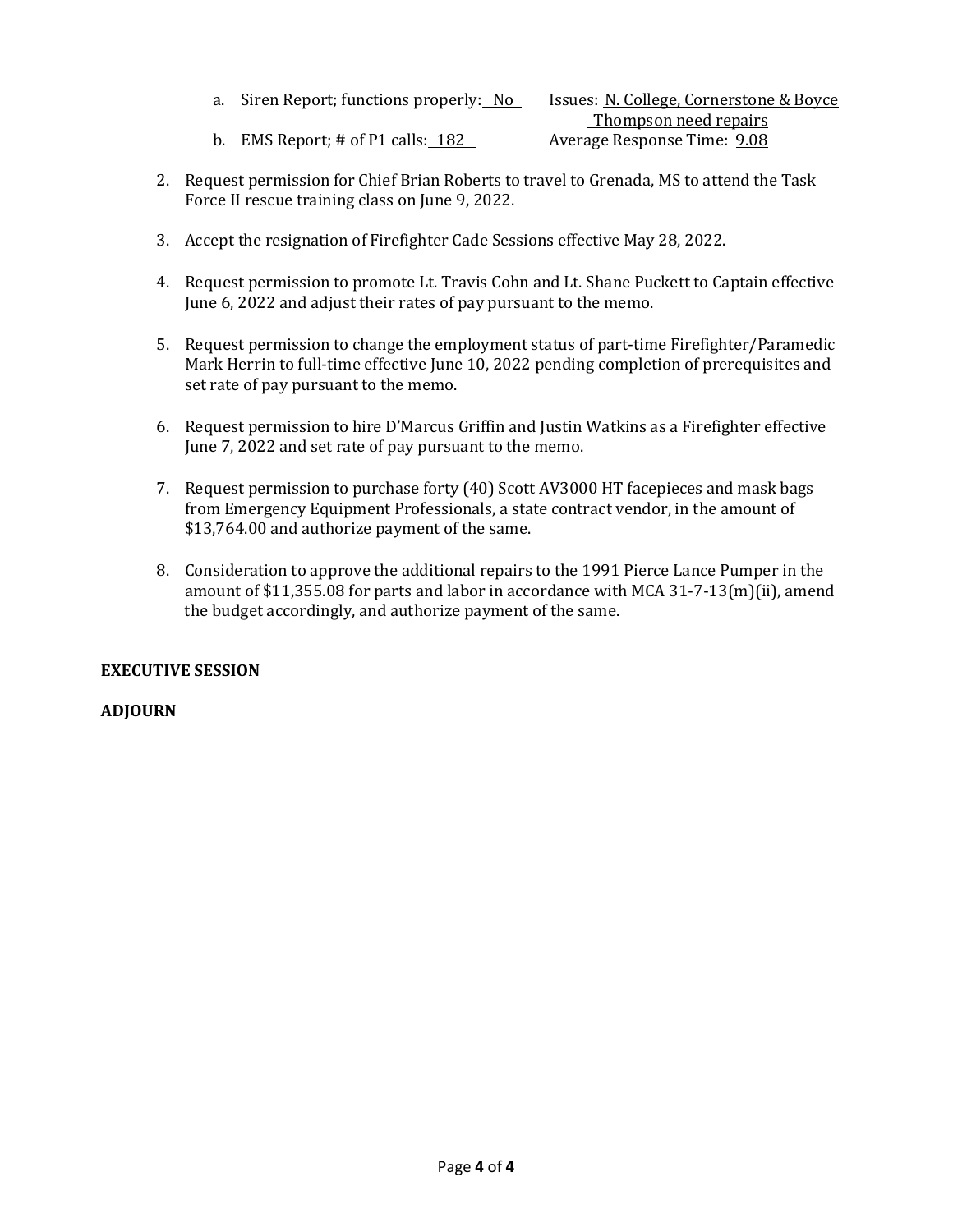a. Siren Report; functions properly: No Issues: N. College, Cornerstone & Boyce Thompson need repairs

b. EMS Report; # of P1 calls: 182 Average Response Time: 9.08

2. Request permission for Chief Brian Roberts to travel to Grenada, MS to attend the Task Force II rescue training class on June 9, 2022.

3. Accept the resignation of Firefighter Cade Sessions effective May 28, 2022.

4. Request permission to promote Lt. Travis Cohn and Lt. Shane Puckett to Captain effective June 6, 2022 and adjust their rates of pay pursuant to the memo.

5. Request permission to change the employment status of part-time Firefighter/Paramedic Mark Herrin to full-time effective June 10, 2022 pending completion of prerequisites and set rate of pay pursuant to the memo.

6. Request permission to hire D'Marcus Griffin and Justin Watkins as a Firefighter effective June 7, 2022 and set rate of pay pursuant to the memo.

7. Request permission to purchase forty (40) Scott AV3000 HT facepieces and mask bags from Emergency Equipment Professionals, a state contract vendor, in the amount of $13,764.00 and authorize payment of the same.

8. Consideration to approve the additional repairs to the 1991 Pierce Lance Pumper in the amount of $11,355.08 for parts and labor in accordance with MCA 31-7-13(m)(ii), amend the budget accordingly, and authorize payment of the same.

**EXECUTIVE SESSION**

**ADJOURN**